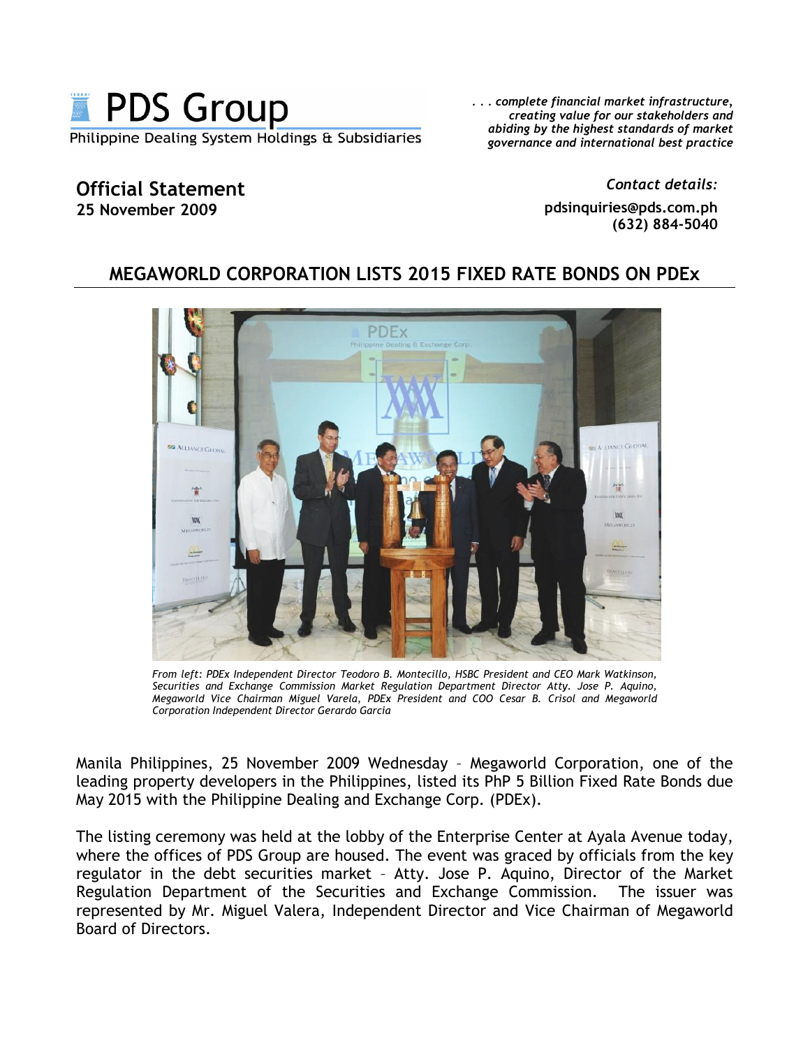PDS Group

Philippine Dealing System Holdings & Subsidiaries

*. . . complete financial market infrastructure, creating value for our stakeholders and abiding by the highest standards of market governance and international best practice*

**Official Statement**
**25 November 2009**

*Contact details:*
**pdsinquiries@pds.com.ph**
**(632) 884-5040**

## MEGAWORLD CORPORATION LISTS 2015 FIXED RATE BONDS ON PDEx

*From left: PDEx Independent Director Teodoro B. Montecillo, HSBC President and CEO Mark Watkinson, Securities and Exchange Commission Market Regulation Department Director Atty. Jose P. Aquino, Megaworld Vice Chairman Miguel Varela, PDEx President and COO Cesar B. Crisol and Megaworld Corporation Independent Director Gerardo Garcia*

Manila Philippines, 25 November 2009 Wednesday – Megaworld Corporation, one of the leading property developers in the Philippines, listed its PhP 5 Billion Fixed Rate Bonds due May 2015 with the Philippine Dealing and Exchange Corp. (PDEx).

The listing ceremony was held at the lobby of the Enterprise Center at Ayala Avenue today, where the offices of PDS Group are housed. The event was graced by officials from the key regulator in the debt securities market – Atty. Jose P. Aquino, Director of the Market Regulation Department of the Securities and Exchange Commission. The issuer was represented by Mr. Miguel Valera, Independent Director and Vice Chairman of Megaworld Board of Directors.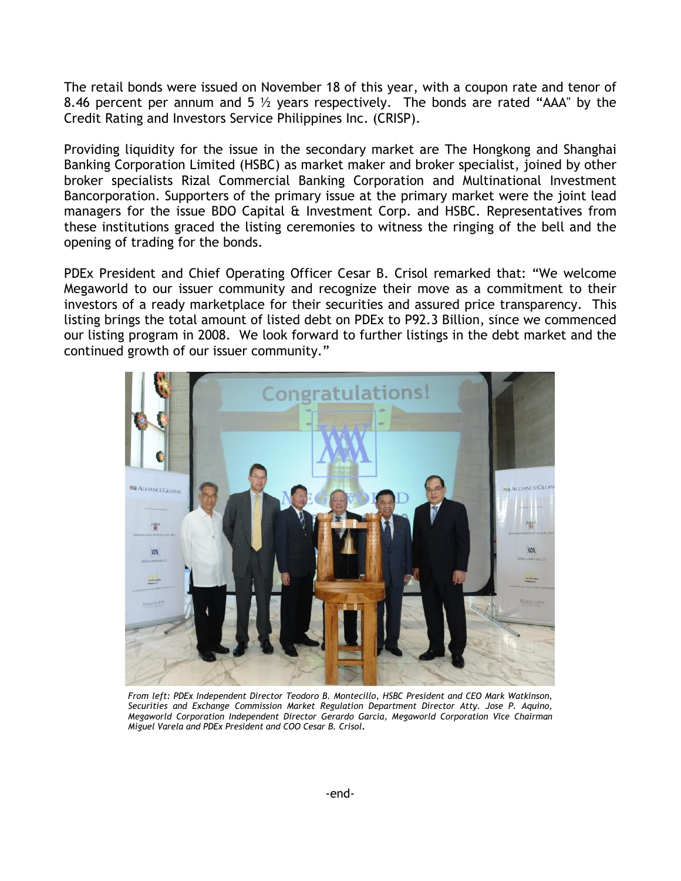The retail bonds were issued on November 18 of this year, with a coupon rate and tenor of 8.46 percent per annum and 5 ½ years respectively. The bonds are rated "AAA" by the Credit Rating and Investors Service Philippines Inc. (CRISP).

Providing liquidity for the issue in the secondary market are The Hongkong and Shanghai Banking Corporation Limited (HSBC) as market maker and broker specialist, joined by other broker specialists Rizal Commercial Banking Corporation and Multinational Investment Bancorporation. Supporters of the primary issue at the primary market were the joint lead managers for the issue BDO Capital & Investment Corp. and HSBC. Representatives from these institutions graced the listing ceremonies to witness the ringing of the bell and the opening of trading for the bonds.

PDEx President and Chief Operating Officer Cesar B. Crisol remarked that: "We welcome Megaworld to our issuer community and recognize their move as a commitment to their investors of a ready marketplace for their securities and assured price transparency. This listing brings the total amount of listed debt on PDEx to P92.3 Billion, since we commenced our listing program in 2008. We look forward to further listings in the debt market and the continued growth of our issuer community."

*From left: PDEx Independent Director Teodoro B. Montecillo, HSBC President and CEO Mark Watkinson, Securities and Exchange Commission Market Regulation Department Director Atty. Jose P. Aquino, Megaworld Corporation Independent Director Gerardo Garcia, Megaworld Corporation Vice Chairman Miguel Varela and PDEx President and COO Cesar B. Crisol.*

-end-